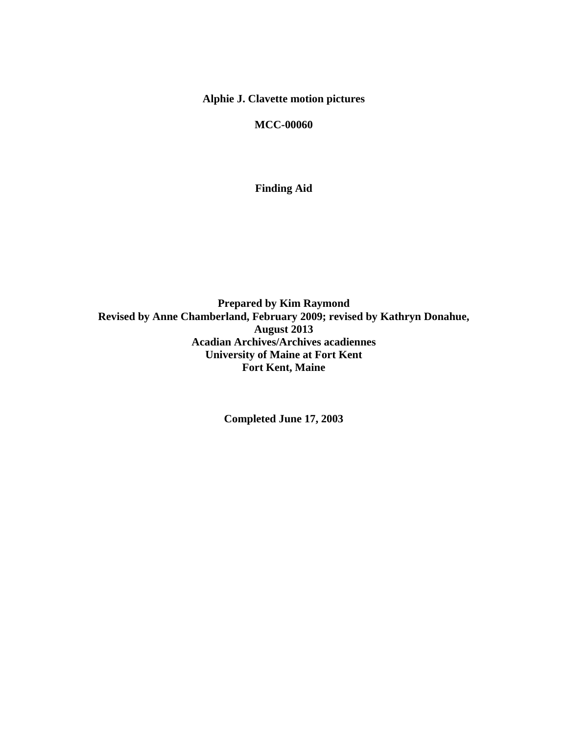**Alphie J. Clavette motion pictures**

**MCC-00060**

**Finding Aid**

**Prepared by Kim Raymond**
**Revised by Anne Chamberland, February 2009; revised by Kathryn Donahue, August 2013**
**Acadian Archives/Archives acadiennes**
**University of Maine at Fort Kent**
**Fort Kent, Maine**

**Completed June 17, 2003**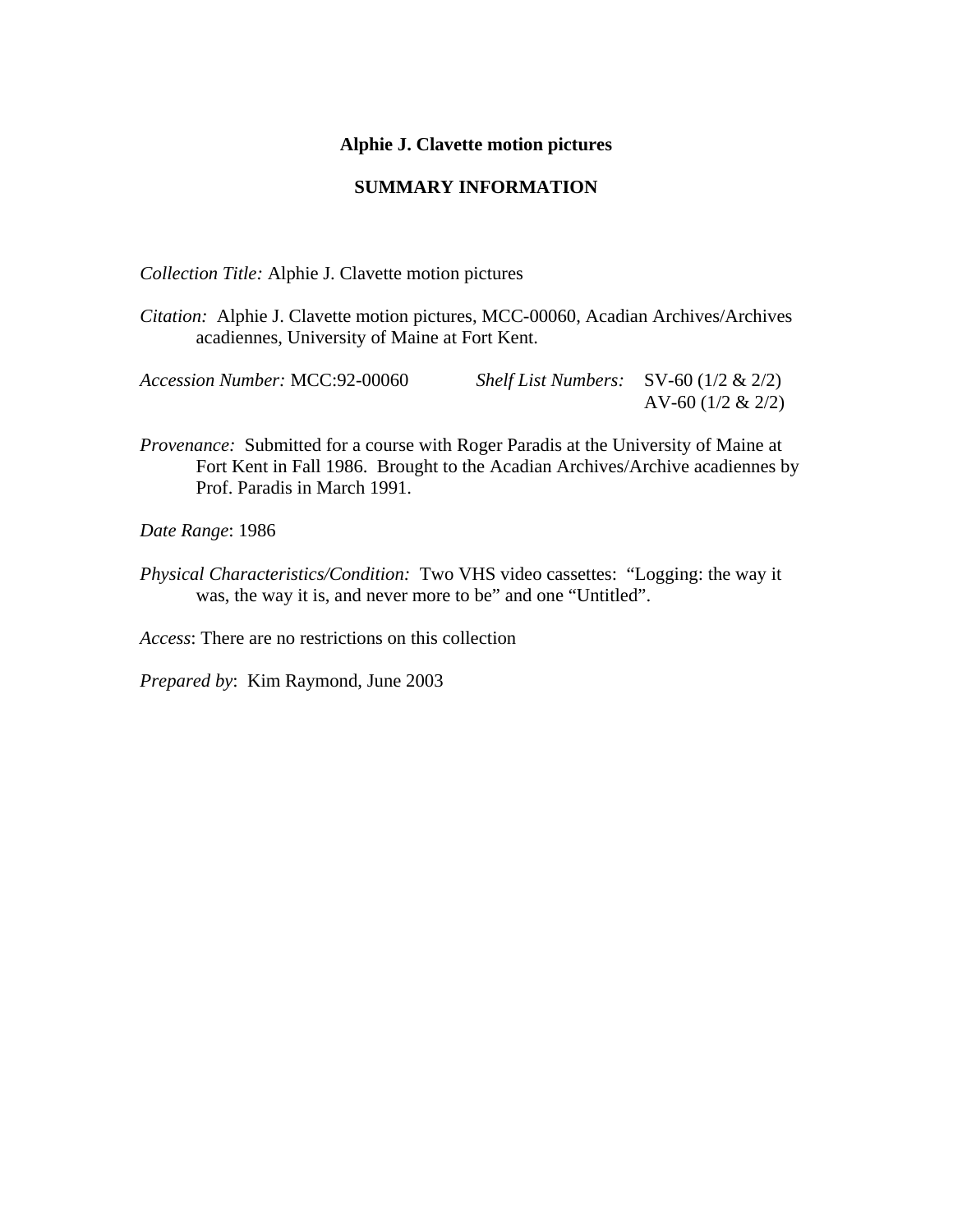# Alphie J. Clavette motion pictures

## SUMMARY INFORMATION

*Collection Title:* Alphie J. Clavette motion pictures

*Citation:* Alphie J. Clavette motion pictures, MCC-00060, Acadian Archives/Archives acadiennes, University of Maine at Fort Kent.

*Accession Number:* MCC:92-00060

*Shelf List Numbers:* SV-60 (1/2 & 2/2)
AV-60 (1/2 & 2/2)

*Provenance:* Submitted for a course with Roger Paradis at the University of Maine at Fort Kent in Fall 1986. Brought to the Acadian Archives/Archive acadiennes by Prof. Paradis in March 1991.

*Date Range*: 1986

*Physical Characteristics/Condition:* Two VHS video cassettes: "Logging: the way it was, the way it is, and never more to be" and one "Untitled".

*Access*: There are no restrictions on this collection

*Prepared by*: Kim Raymond, June 2003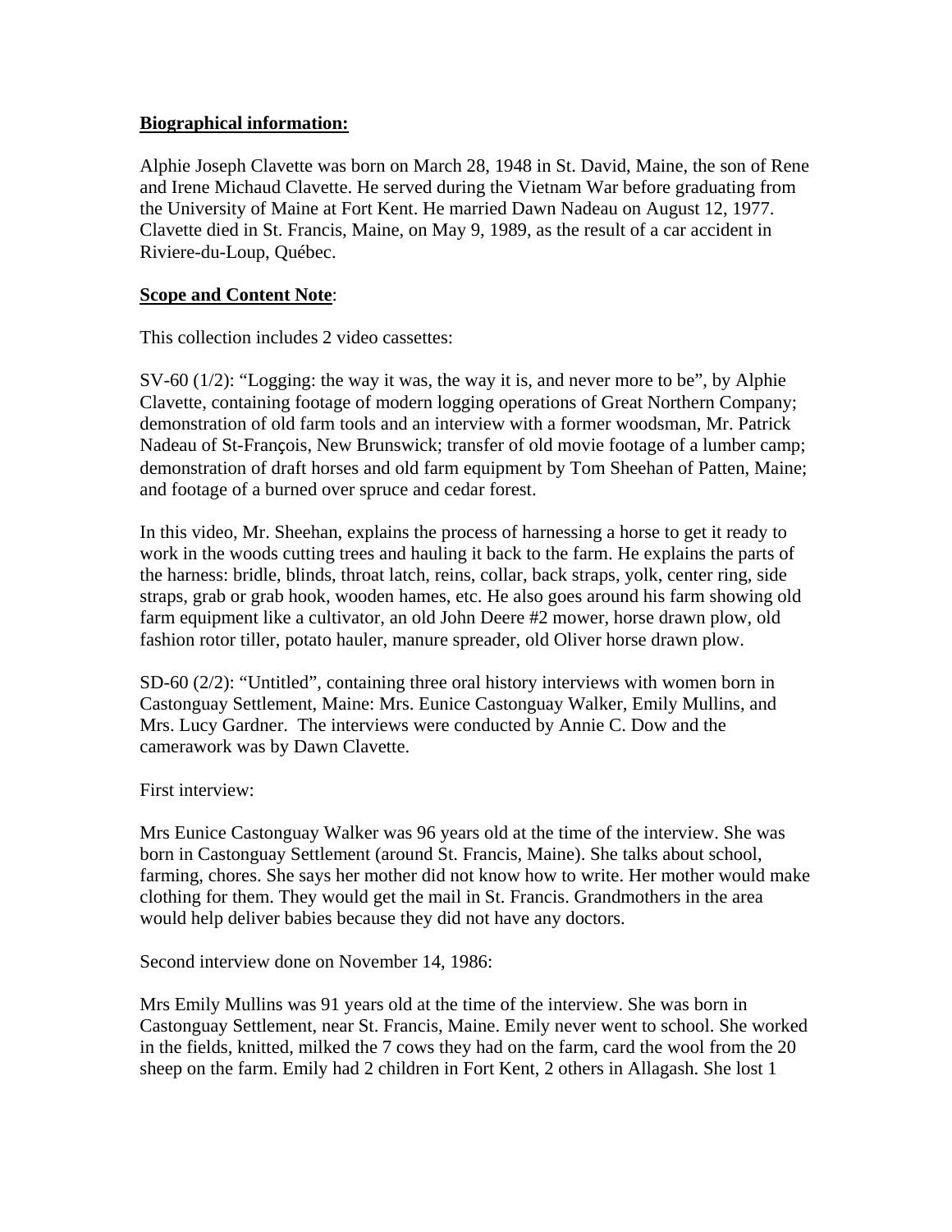**Biographical information:**

Alphie Joseph Clavette was born on March 28, 1948 in St. David, Maine, the son of Rene and Irene Michaud Clavette. He served during the Vietnam War before graduating from the University of Maine at Fort Kent. He married Dawn Nadeau on August 12, 1977. Clavette died in St. Francis, Maine, on May 9, 1989, as the result of a car accident in Riviere-du-Loup, Québec.

**Scope and Content Note**:

This collection includes 2 video cassettes:

SV-60 (1/2): "Logging: the way it was, the way it is, and never more to be", by Alphie Clavette, containing footage of modern logging operations of Great Northern Company; demonstration of old farm tools and an interview with a former woodsman, Mr. Patrick Nadeau of St-François, New Brunswick; transfer of old movie footage of a lumber camp; demonstration of draft horses and old farm equipment by Tom Sheehan of Patten, Maine; and footage of a burned over spruce and cedar forest.

In this video, Mr. Sheehan, explains the process of harnessing a horse to get it ready to work in the woods cutting trees and hauling it back to the farm. He explains the parts of the harness: bridle, blinds, throat latch, reins, collar, back straps, yolk, center ring, side straps, grab or grab hook, wooden hames, etc. He also goes around his farm showing old farm equipment like a cultivator, an old John Deere #2 mower, horse drawn plow, old fashion rotor tiller, potato hauler, manure spreader, old Oliver horse drawn plow.

SD-60 (2/2): "Untitled", containing three oral history interviews with women born in Castonguay Settlement, Maine: Mrs. Eunice Castonguay Walker, Emily Mullins, and Mrs. Lucy Gardner. The interviews were conducted by Annie C. Dow and the camerawork was by Dawn Clavette.

First interview:

Mrs Eunice Castonguay Walker was 96 years old at the time of the interview. She was born in Castonguay Settlement (around St. Francis, Maine). She talks about school, farming, chores. She says her mother did not know how to write. Her mother would make clothing for them. They would get the mail in St. Francis. Grandmothers in the area would help deliver babies because they did not have any doctors.

Second interview done on November 14, 1986:

Mrs Emily Mullins was 91 years old at the time of the interview. She was born in Castonguay Settlement, near St. Francis, Maine. Emily never went to school. She worked in the fields, knitted, milked the 7 cows they had on the farm, card the wool from the 20 sheep on the farm. Emily had 2 children in Fort Kent, 2 others in Allagash. She lost 1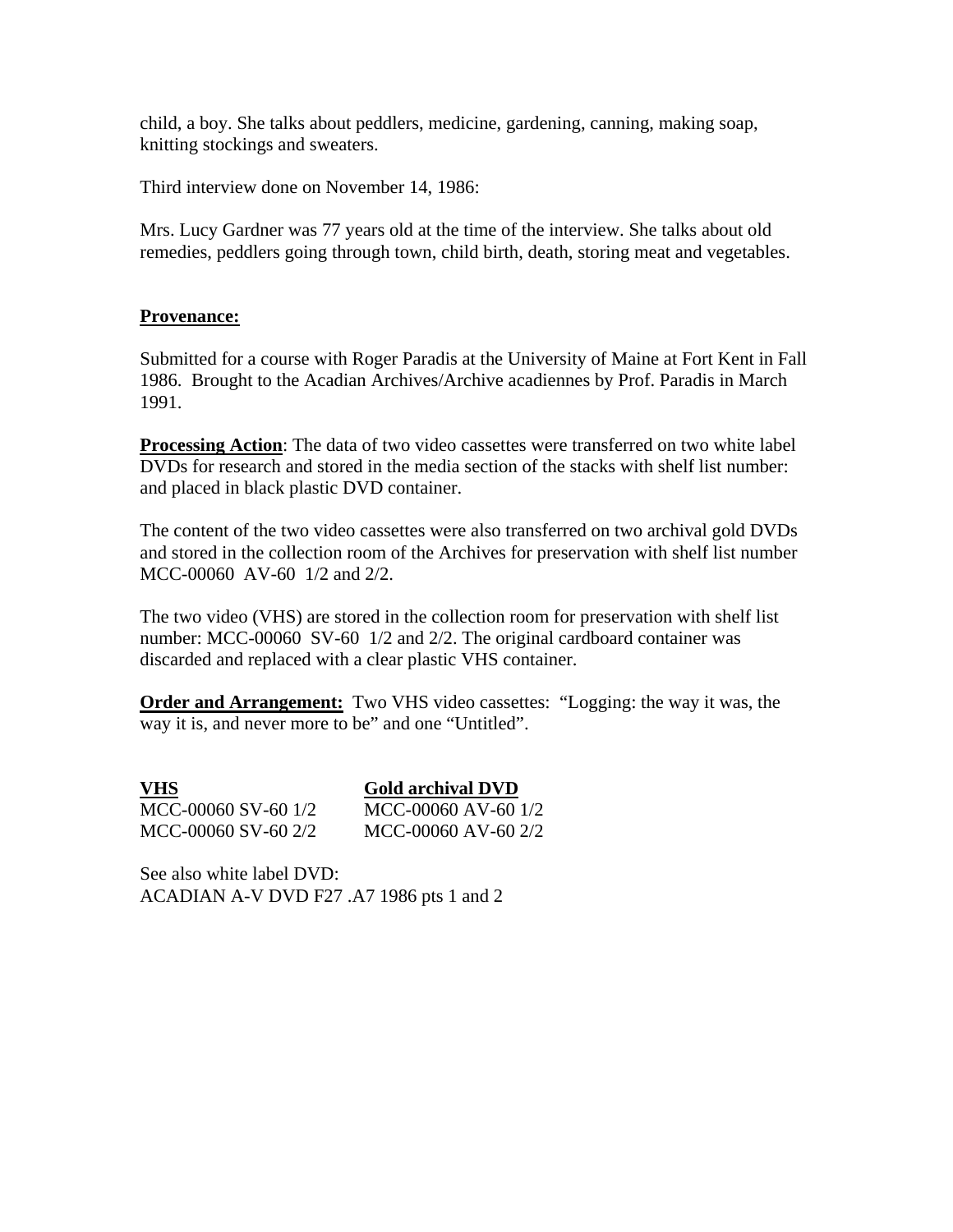child, a boy. She talks about peddlers, medicine, gardening, canning, making soap, knitting stockings and sweaters.

Third interview done on November 14, 1986:

Mrs. Lucy Gardner was 77 years old at the time of the interview. She talks about old remedies, peddlers going through town, child birth, death, storing meat and vegetables.

**Provenance:**

Submitted for a course with Roger Paradis at the University of Maine at Fort Kent in Fall 1986. Brought to the Acadian Archives/Archive acadiennes by Prof. Paradis in March 1991.

**Processing Action**: The data of two video cassettes were transferred on two white label DVDs for research and stored in the media section of the stacks with shelf list number: and placed in black plastic DVD container.

The content of the two video cassettes were also transferred on two archival gold DVDs and stored in the collection room of the Archives for preservation with shelf list number MCC-00060 AV-60 1/2 and 2/2.

The two video (VHS) are stored in the collection room for preservation with shelf list number: MCC-00060 SV-60 1/2 and 2/2. The original cardboard container was discarded and replaced with a clear plastic VHS container.

**Order and Arrangement:** Two VHS video cassettes: "Logging: the way it was, the way it is, and never more to be" and one "Untitled".

| **VHS** | **Gold archival DVD** |
| --- | --- |
| MCC-00060 SV-60 1/2 | MCC-00060 AV-60 1/2 |
| MCC-00060 SV-60 2/2 | MCC-00060 AV-60 2/2 |

See also white label DVD:
ACADIAN A-V DVD F27 .A7 1986 pts 1 and 2